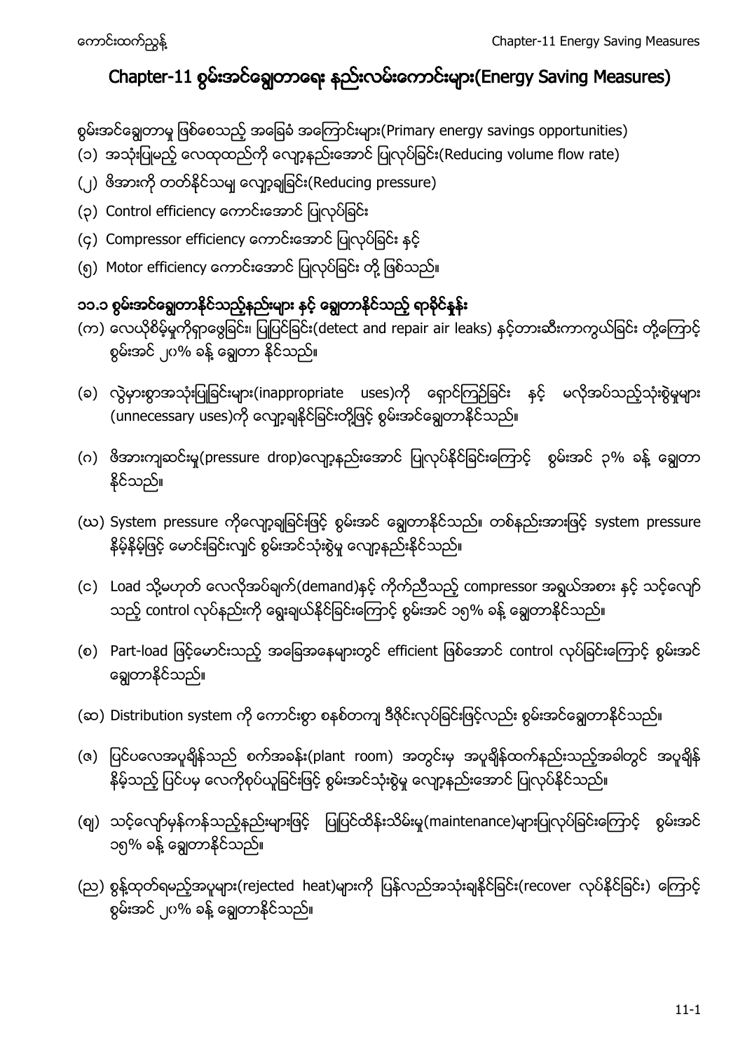# Chapter-11 စွမ်းအင်ချွေတာရေး နည်းလမ်းကောင်းများ(Energy Saving Measures)

စွမ်းအင်ချွေတာမှု ဖြစ်စေသည့် အခြေခံ အကြောင်းများ(Primary energy savings opportunities)

(၁) အသုံးပြုမည့် လေထုထည်ကို လျော့နည်းအောင် ပြုလုပ်ခြင်း(Reducing volume flow rate)

(၂) ဖိအားကို တတ်နိုင်သမျှ လျော့ချခြင်း(Reducing pressure)

(၃) Control efficiency ကောင်းအောင် ပြုလုပ်ခြင်း

(၄) Compressor efficiency ကောင်းအောင် ပြုလုပ်ခြင်း နှင့်

(၅) Motor efficiency ကောင်းအောင် ပြုလုပ်ခြင်း တို့ ဖြစ်သည်။

## ၁၁.၁ စွမ်းအင်ချွေတာနိုင်သည့်နည်းများ နှင့် ချွေတာနိုင်သည့် ရာခိုင်နှုန်း

(က) လေယိုစိမ့်မှုကိုရှာဖွေခြင်း၊ ပြုပြင်ခြင်း(detect and repair air leaks) နှင့်တားဆီးကာကွယ်ခြင်း တို့ကြောင့် စွမ်းအင် ၂၀% ခန့် ချွေတာ နိုင်သည်။

(ခ) လွဲမှားစွာအသုံးပြုခြင်းများ(inappropriate uses)ကို ရှောင်ကြဉ်ခြင်း နှင့် မလိုအပ်သည့်သုံးစွဲမှုများ (unnecessary uses)ကို လျော့ချနိုင်ခြင်းတို့ဖြင့် စွမ်းအင်ချွေတာနိုင်သည်။

(ဂ) ဖိအားကျဆင်းမှု(pressure drop)လျော့နည်းအောင် ပြုလုပ်နိုင်ခြင်းကြောင့် စွမ်းအင် ၃% ခန့် ချွေတာ နိုင်သည်။

(ဃ) System pressure ကိုလျော့ချခြင်းဖြင့် စွမ်းအင် ချွေတာနိုင်သည်။ တစ်နည်းအားဖြင့် system pressure နိမ့်နိမ့်ဖြင့် မောင်းခြင်းလျင် စွမ်းအင်သုံးစွဲမှု လျော့နည်းနိုင်သည်။

(င) Load သို့မဟုတ် လေလိုအပ်ချက်(demand)နှင့် ကိုက်ညီသည့် compressor အရွယ်အစား နှင့် သင့်လျော်သည့် control လုပ်နည်းကို ရွေးချယ်နိုင်ခြင်းကြောင့် စွမ်းအင် ၁၅% ခန့် ချွေတာနိုင်သည်။

(စ) Part-load ဖြင့်မောင်းသည့် အခြေအနေများတွင် efficient ဖြစ်အောင် control လုပ်ခြင်းကြောင့် စွမ်းအင် ချွေတာနိုင်သည်။

(ဆ) Distribution system ကို ကောင်းစွာ စနစ်တကျ ဒီဇိုင်းလုပ်ခြင်းဖြင့်လည်း စွမ်းအင်ချွေတာနိုင်သည်။

(ဇ) ပြင်ပလေအပူချိန်သည် စက်အခန်း(plant room) အတွင်းမှ အပူချိန်ထက်နည်းသည့်အခါတွင် အပူချိန် နိမ့်သည့် ပြင်ပမှ လေကိုစုပ်ယူခြင်းဖြင့် စွမ်းအင်သုံးစွဲမှု လျော့နည်းအောင် ပြုလုပ်နိုင်သည်။

(ဈ) သင့်လျော်မှန်ကန်သည့်နည်းများဖြင့် ပြုပြင်ထိန်းသိမ်းမှု(maintenance)များပြုလုပ်ခြင်းကြောင့် စွမ်းအင် ၁၅% ခန့် ချွေတာနိုင်သည်။

(ည) စွန့်ထုတ်ရမည့်အပူများ(rejected heat)များကို ပြန်လည်အသုံးချနိုင်ခြင်း(recover လုပ်နိုင်ခြင်း) ကြောင့် စွမ်းအင် ၂၀% ခန့် ချွေတာနိုင်သည်။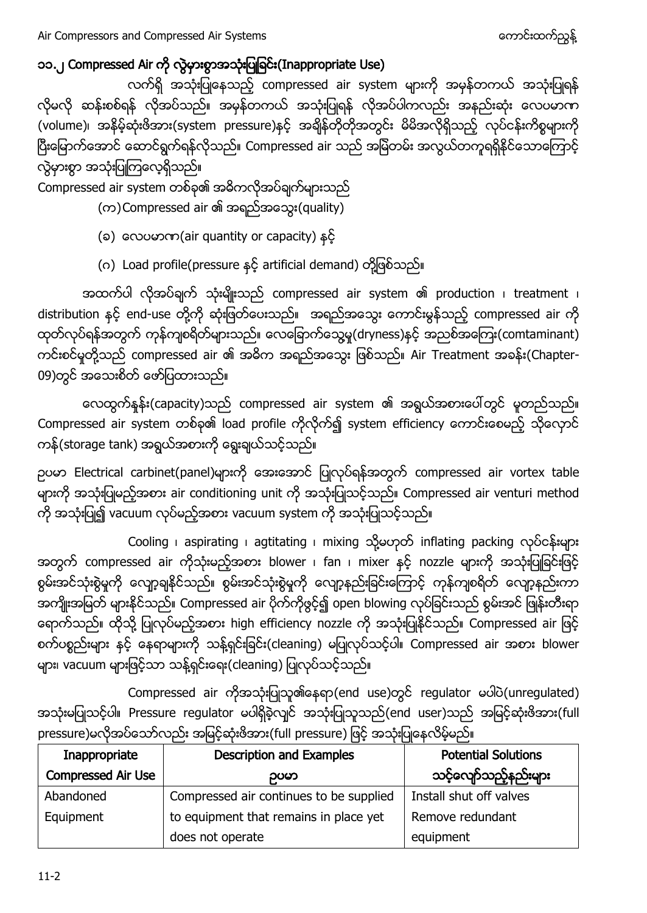## ၁၁.၂ Compressed Air ကို လွဲမှားစွာအသုံးပြုခြင်း(Inappropriate Use)

လက်ရှိ အသုံးပြုနေသည့် compressed air system များကို အမှန်တကယ် အသုံးပြုရန် လိုမလို ဆန်းစစ်ရန် လိုအပ်သည်။ အမှန်တကယ် အသုံးပြုရန် လိုအပ်ပါကလည်း အနည်းဆုံး လေပမာဏ (volume)၊ အနိမ့်ဆုံးဖိအား(system pressure)နှင့် အချိန်တိုတိုအတွင်း မိမိအလိုရှိသည့် လုပ်ငန်းကိစ္စများကို ပြီးမြောက်အောင် ဆောင်ရွက်ရန်လိုသည်။ Compressed air သည် အမြဲတမ်း အလွယ်တကူရရှိနိုင်သောကြောင့် လွဲမှားစွာ အသုံးပြုကြလေ့ရှိသည်။

Compressed air system တစ်ခု၏ အဓိကလိုအပ်ချက်များသည်

(က) Compressed air ၏ အရည်အသွေး(quality)

(ခ) လေပမာဏ(air quantity or capacity) နှင့်

(ဂ) Load profile(pressure နှင့် artificial demand) တို့ဖြစ်သည်။

အထက်ပါ လိုအပ်ချက် သုံးမျိုးသည် compressed air system ၏ production ၊ treatment ၊ distribution နှင့် end-use တို့ကို ဆုံးဖြတ်ပေးသည်။ အရည်အသွေး ကောင်းမွန်သည့် compressed air ကို ထုတ်လုပ်ရန်အတွက် ကုန်ကျစရိတ်များသည်။ လေခြောက်သွေ့မှု(dryness)နှင့် အညစ်အကြေး(comtaminant) ကင်းစင်မှုတို့သည် compressed air ၏ အဓိက အရည်အသွေး ဖြစ်သည်။ Air Treatment အခန်း(Chapter-09)တွင် အသေးစိတ် ဖော်ပြထားသည်။

လေထွက်နှုန်း(capacity)သည် compressed air system ၏ အရွယ်အစားပေါ်တွင် မူတည်သည်။ Compressed air system တစ်ခု၏ load profile ကိုလိုက်၍ system efficiency ကောင်းစေမည့် သိုလှောင်ကန်(storage tank) အရွယ်အစားကို ရွေးချယ်သင့်သည်။

ဥပမာ Electrical carbinet(panel)များကို အေးအောင် ပြုလုပ်ရန်အတွက် compressed air vortex table များကို အသုံးပြုမည့်အစား air conditioning unit ကို အသုံးပြုသင့်သည်။ Compressed air venturi method ကို အသုံးပြု၍ vacuum လုပ်မည့်အစား vacuum system ကို အသုံးပြုသင့်သည်။

Cooling ၊ aspirating ၊ agtitating ၊ mixing သို့မဟုတ် inflating packing လုပ်ငန်းများ အတွက် compressed air ကိုသုံးမည့်အစား blower ၊ fan ၊ mixer နှင့် nozzle များကို အသုံးပြုခြင်းဖြင့် စွမ်းအင်သုံးစွဲမှုကို လျော့ချနိုင်သည်။ စွမ်းအင်သုံးစွဲမှုကို လျော့နည်းခြင်းကြောင့် ကုန်ကျစရိတ် လျော့နည်းကာ အကျိုးအမြတ် များနိုင်သည်။ Compressed air ပိုက်ကိုဖွင့်၍ open blowing လုပ်ခြင်းသည် စွမ်းအင် ဖြုန်းတီးရာ ရောက်သည်။ ထိုသို့ ပြုလုပ်မည့်အစား high efficiency nozzle ကို အသုံးပြုနိုင်သည်။ Compressed air ဖြင့် စက်ပစ္စည်းများ နှင့် နေရာများကို သန့်ရှင်းခြင်း(cleaning) မပြုလုပ်သင့်ပါ။ Compressed air အစား blower များ၊ vacuum များဖြင့်သာ သန့်ရှင်းရေး(cleaning) ပြုလုပ်သင့်သည်။

Compressed air ကိုအသုံးပြုသူ၏နေရာ(end use)တွင် regulator မပါပဲ(unregulated) အသုံးမပြုသင့်ပါ။ Pressure regulator မပါရှိခဲ့လျှင် အသုံးပြုသူသည်(end user)သည် အမြင့်ဆုံးဖိအား(full pressure)မလိုအပ်သော်လည်း အမြင့်ဆုံးဖိအား(full pressure) ဖြင့် အသုံးပြုနေလိမ့်မည်။

| Inappropriate Compressed Air Use | Description and Examples ဥပမာ | Potential Solutions သင့်လျော်သည့်နည်းများ |
|---|---|---|
| Abandoned Equipment | Compressed air continues to be supplied to equipment that remains in place yet does not operate | Install shut off valves Remove redundant equipment |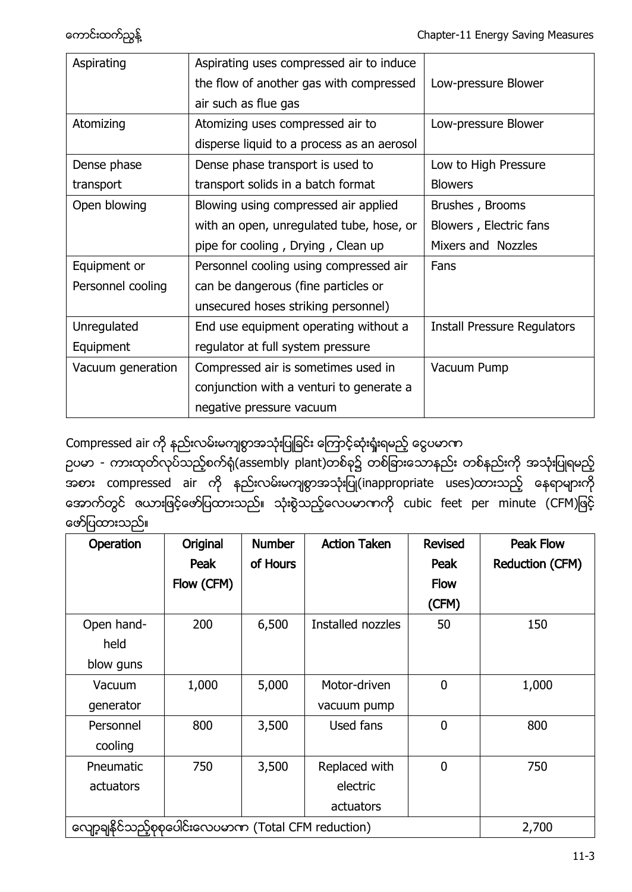| Aspirating | Aspirating uses compressed air to induce the flow of another gas with compressed air such as flue gas | Low-pressure Blower |
|---|---|---|
| Atomizing | Atomizing uses compressed air to disperse liquid to a process as an aerosol | Low-pressure Blower |
| Dense phase transport | Dense phase transport is used to transport solids in a batch format | Low to High Pressure Blowers |
| Open blowing | Blowing using compressed air applied with an open, unregulated tube, hose, or pipe for cooling , Drying , Clean up | Brushes , Brooms Blowers , Electric fans Mixers and Nozzles |
| Equipment or Personnel cooling | Personnel cooling using compressed air can be dangerous (fine particles or unsecured hoses striking personnel) | Fans |
| Unregulated Equipment | End use equipment operating without a regulator at full system pressure | Install Pressure Regulators |
| Vacuum generation | Compressed air is sometimes used in conjunction with a venturi to generate a negative pressure vacuum | Vacuum Pump |

Compressed air ကို နည်းလမ်းမကျစွာအသုံးပြုခြင်း ကြောင့်ဆုံးရှုံးရမည့် ငွေပမာဏ

ဥပမာ - ကားထုတ်လုပ်သည့်စက်ရုံ(assembly plant)တစ်ခု၌ တစ်ခြားသောနည်း တစ်နည်းကို အသုံးပြုရမည့်အစား compressed air ကို နည်းလမ်းမကျစွာအသုံးပြု(inappropriate uses)ထားသည့် နေရာများကို အောက်တွင် ဇယားဖြင့်ဖော်ပြထားသည်။ သုံးစွဲသည့်လေပမာဏကို cubic feet per minute (CFM)ဖြင့် ဖော်ပြထားသည်။

| Operation | Original Peak Flow (CFM) | Number of Hours | Action Taken | Revised Peak Flow (CFM) | Peak Flow Reduction (CFM) |
|---|---|---|---|---|---|
| Open hand-held blow guns | 200 | 6,500 | Installed nozzles | 50 | 150 |
| Vacuum generator | 1,000 | 5,000 | Motor-driven vacuum pump | 0 | 1,000 |
| Personnel cooling | 800 | 3,500 | Used fans | 0 | 800 |
| Pneumatic actuators | 750 | 3,500 | Replaced with electric actuators | 0 | 750 |
| လျော့ချနိုင်သည့်စုစုပေါင်းလေပမာဏ (Total CFM reduction) | | | | | 2,700 |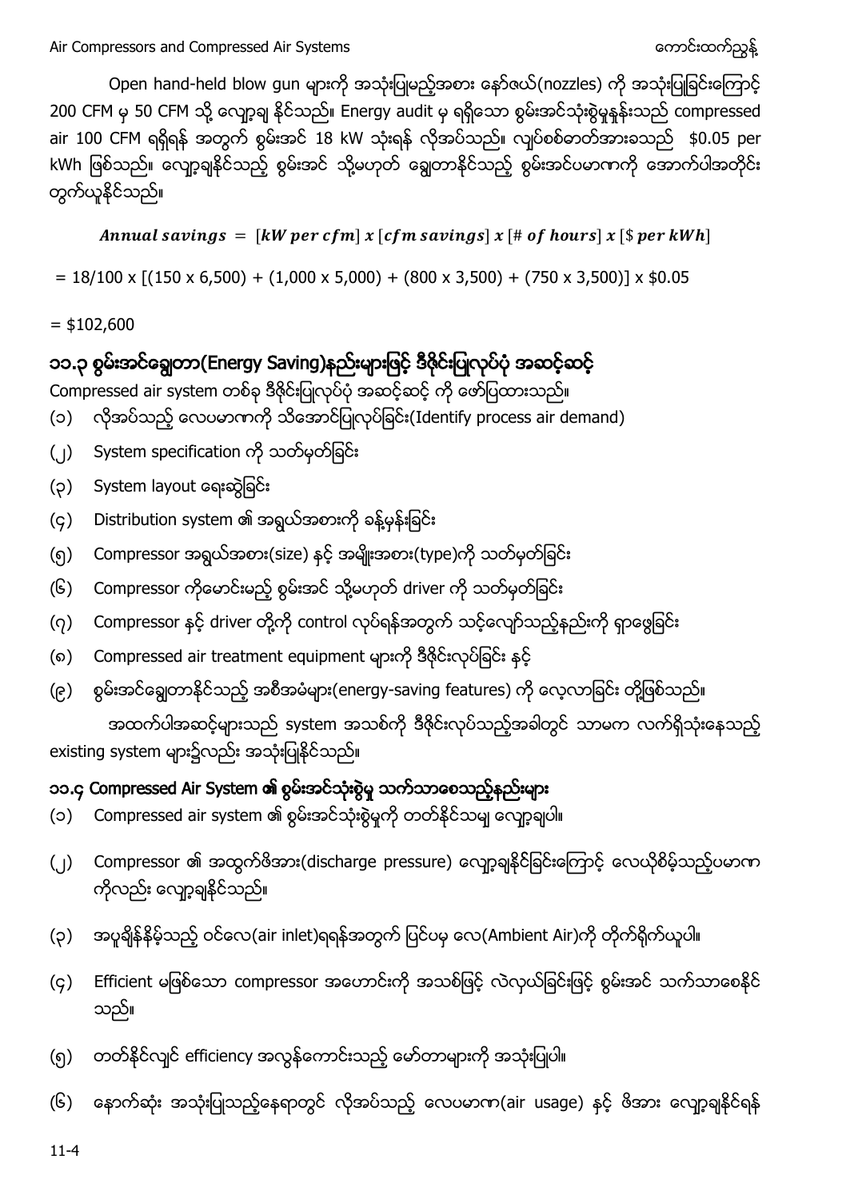Open hand-held blow gun များကို အသုံးပြုမည့်အစား နော်ဇယ်(nozzles) ကို အသုံးပြုခြင်းကြောင့် 200 CFM မှ 50 CFM သို့ လျော့ချ နိုင်သည်။ Energy audit မှ ရရှိသော စွမ်းအင်သုံးစွဲမှုနှုန်းသည် compressed air 100 CFM ရရှိရန် အတွက် စွမ်းအင် 18 kW သုံးရန် လိုအပ်သည်။ လျှပ်စစ်ဓာတ်အားခသည် $0.05 per kWh ဖြစ်သည်။ လျော့ချနိုင်သည့် စွမ်းအင် သို့မဟုတ် ချွေတာနိုင်သည့် စွမ်းအင်ပမာဏကို အောက်ပါအတိုင်း တွက်ယူနိုင်သည်။

$$Annual\ savings\ =\ [kW\ per\ cfm]\ x\ [cfm\ savings]\ x\ [\#\ of\ hours]\ x\ [\$\ per\ kWh]$$

= 18/100 x [(150 x 6,500) + (1,000 x 5,000) + (800 x 3,500) + (750 x 3,500)] x $0.05

= $102,600

## ၁၁.၃ စွမ်းအင်ချွေတာ(Energy Saving)နည်းများဖြင့် ဒီဇိုင်းပြုလုပ်ပုံ အဆင့်ဆင့်

Compressed air system တစ်ခု ဒီဇိုင်းပြုလုပ်ပုံ အဆင့်ဆင့် ကို ဖော်ပြထားသည်။

(၁) လိုအပ်သည့် လေပမာဏကို သိအောင်ပြုလုပ်ခြင်း(Identify process air demand)

(၂) System specification ကို သတ်မှတ်ခြင်း

(၃) System layout ရေးဆွဲခြင်း

(၄) Distribution system ၏ အရွယ်အစားကို ခန့်မှန်းခြင်း

(၅) Compressor အရွယ်အစား(size) နှင့် အမျိုးအစား(type)ကို သတ်မှတ်ခြင်း

(၆) Compressor ကိုမောင်းမည့် စွမ်းအင် သို့မဟုတ် driver ကို သတ်မှတ်ခြင်း

(၇) Compressor နှင့် driver တို့ကို control လုပ်ရန်အတွက် သင့်လျော်သည့်နည်းကို ရှာဖွေခြင်း

(၈) Compressed air treatment equipment များကို ဒီဇိုင်းလုပ်ခြင်း နှင့်

(၉) စွမ်းအင်ချွေတာနိုင်သည့် အစီအမံများ(energy-saving features) ကို လေ့လာခြင်း တို့ဖြစ်သည်။

အထက်ပါအဆင့်များသည် system အသစ်ကို ဒီဇိုင်းလုပ်သည့်အခါတွင် သာမက လက်ရှိသုံးနေသည့် existing system များ၌လည်း အသုံးပြုနိုင်သည်။

## ၁၁.၄ Compressed Air System ၏ စွမ်းအင်သုံးစွဲမှု သက်သာစေသည့်နည်းများ

(၁) Compressed air system ၏ စွမ်းအင်သုံးစွဲမှုကို တတ်နိုင်သမျှ လျော့ချပါ။

(၂) Compressor ၏ အထွက်ဖိအား(discharge pressure) လျော့ချနိုင်ခြင်းကြောင့် လေယိုစိမ့်သည့်ပမာဏ ကိုလည်း လျော့ချနိုင်သည်။

(၃) အပူချိန်နိမ့်သည့် ဝင်လေ(air inlet)ရရန်အတွက် ပြင်ပမှ လေ(Ambient Air)ကို တိုက်ရိုက်ယူပါ။

(၄) Efficient မဖြစ်သော compressor အဟောင်းကို အသစ်ဖြင့် လဲလှယ်ခြင်းဖြင့် စွမ်းအင် သက်သာစေနိုင် သည်။

(၅) တတ်နိုင်လျှင် efficiency အလွန်ကောင်းသည့် မော်တာများကို အသုံးပြုပါ။

(၆) နောက်ဆုံး အသုံးပြုသည့်နေရာတွင် လိုအပ်သည့် လေပမာဏ(air usage) နှင့် ဖိအား လျော့ချနိုင်ရန်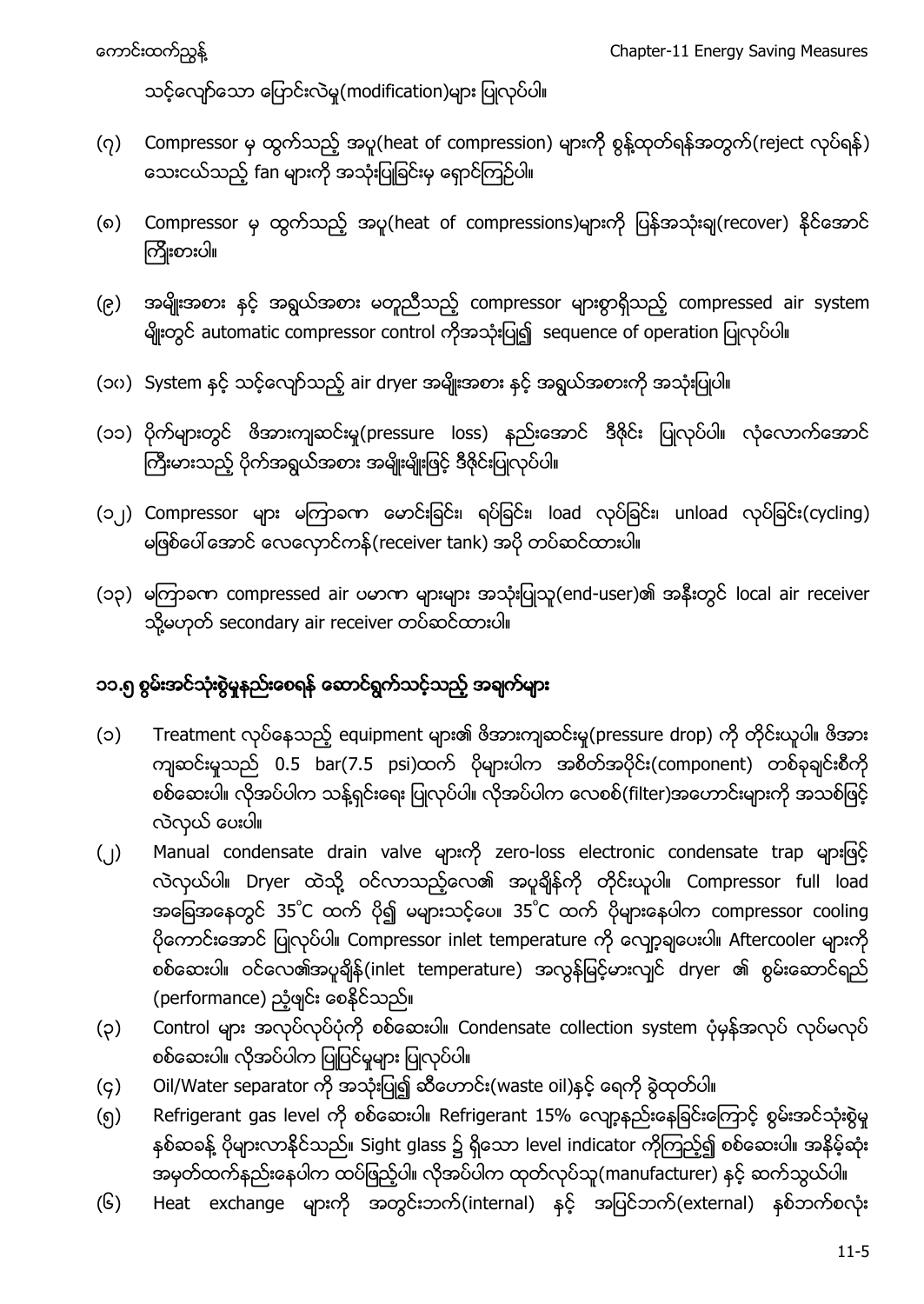သင့်လျော်သော ပြောင်းလဲမှု(modification)များ ပြုလုပ်ပါ။

(၇) Compressor မှ ထွက်သည့် အပူ(heat of compression) များကို စွန့်ထုတ်ရန်အတွက်(reject လုပ်ရန်) သေးငယ်သည့် fan များကို အသုံးပြုခြင်းမှ ရှောင်ကြဉ်ပါ။

(၈) Compressor မှ ထွက်သည့် အပူ(heat of compressions)များကို ပြန်အသုံးချ(recover) နိုင်အောင် ကြိုးစားပါ။

(၉) အမျိုးအစား နှင့် အရွယ်အစား မတူညီသည့် compressor များစွာရှိသည့် compressed air system မျိုးတွင် automatic compressor control ကိုအသုံးပြု၍ sequence of operation ပြုလုပ်ပါ။

(၁၀) System နှင့် သင့်လျော်သည့် air dryer အမျိုးအစား နှင့် အရွယ်အစားကို အသုံးပြုပါ။

(၁၁) ပိုက်များတွင် ဖိအားကျဆင်းမှု(pressure loss) နည်းအောင် ဒီဇိုင်း ပြုလုပ်ပါ။ လုံလောက်အောင် ကြီးမားသည့် ပိုက်အရွယ်အစား အမျိုးမျိုးဖြင့် ဒီဇိုင်းပြုလုပ်ပါ။

(၁၂) Compressor များ မကြာခဏ မောင်းခြင်း၊ ရပ်ခြင်း၊ load လုပ်ခြင်း၊ unload လုပ်ခြင်း(cycling) မဖြစ်ပေါ်အောင် လေလှောင်ကန်(receiver tank) အပို တပ်ဆင်ထားပါ။

(၁၃) မကြာခဏ compressed air ပမာဏ များများ အသုံးပြုသူ(end-user)၏ အနီးတွင် local air receiver သို့မဟုတ် secondary air receiver တပ်ဆင်ထားပါ။

## ၁၁.၅ စွမ်းအင်သုံးစွဲမှုနည်းစေရန် ဆောင်ရွက်သင့်သည့် အချက်များ

(၁) Treatment လုပ်နေသည့် equipment များ၏ ဖိအားကျဆင်းမှု(pressure drop) ကို တိုင်းယူပါ။ ဖိအားကျဆင်းမှုသည် 0.5 bar(7.5 psi)ထက် ပိုများပါက အစိတ်အပိုင်း(component) တစ်ခုချင်းစီကို စစ်ဆေးပါ။ လိုအပ်ပါက သန့်ရှင်းရေး ပြုလုပ်ပါ။ လိုအပ်ပါက လေစစ်(filter)အဟောင်းများကို အသစ်ဖြင့် လဲလှယ် ပေးပါ။

(၂) Manual condensate drain valve များကို zero-loss electronic condensate trap များဖြင့် လဲလှယ်ပါ။ Dryer ထဲသို့ ဝင်လာသည့်လေ၏ အပူချိန်ကို တိုင်းယူပါ။ Compressor full load အခြေအနေတွင် 35°C ထက် ပို၍ မများသင့်ပေ။ 35°C ထက် ပိုများနေပါက compressor cooling ပိုကောင်းအောင် ပြုလုပ်ပါ။ Compressor inlet temperature ကို လျှော့ချပေးပါ။ Aftercooler များကို စစ်ဆေးပါ။ ဝင်လေ၏အပူချိန်(inlet temperature) အလွန်မြင့်မားလျှင် dryer ၏ စွမ်းဆောင်ရည်(performance) ညံ့ဖျင်း စေနိုင်သည်။

(၃) Control များ အလုပ်လုပ်ပုံကို စစ်ဆေးပါ။ Condensate collection system ပုံမှန်အလုပ် လုပ်မလုပ် စစ်ဆေးပါ။ လိုအပ်ပါက ပြုပြင်မှုများ ပြုလုပ်ပါ။

(၄) Oil/Water separator ကို အသုံးပြု၍ ဆီဟောင်း(waste oil)နှင့် ရေကို ခွဲထုတ်ပါ။

(၅) Refrigerant gas level ကို စစ်ဆေးပါ။ Refrigerant 15% လျော့နည်းနေခြင်းကြောင့် စွမ်းအင်သုံးစွဲမှု နှစ်ဆခန့် ပိုများလာနိုင်သည်။ Sight glass ၌ ရှိသော level indicator ကိုကြည့်၍ စစ်ဆေးပါ။ အနိမ့်ဆုံး အမှတ်ထက်နည်းနေပါက ထပ်ဖြည့်ပါ။ လိုအပ်ပါက ထုတ်လုပ်သူ(manufacturer) နှင့် ဆက်သွယ်ပါ။

(၆) Heat exchange များကို အတွင်းဘက်(internal) နှင့် အပြင်ဘက်(external) နှစ်ဘက်စလုံး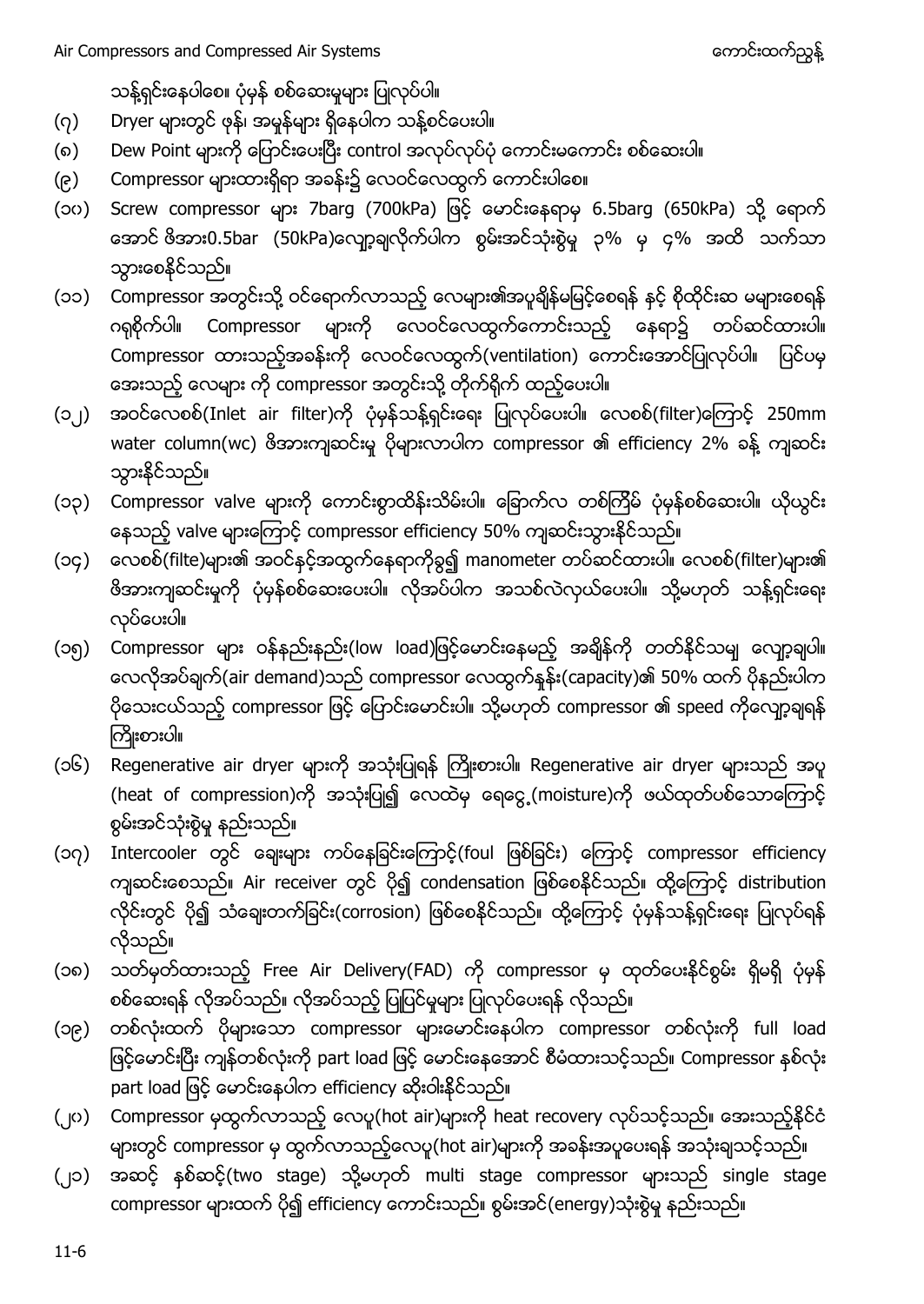သန့်ရှင်းနေပါစေ။ ပုံမှန် စစ်ဆေးမှုများ ပြုလုပ်ပါ။

(၇) Dryer များတွင် ဖုန်၊ အမှုန်များ ရှိနေပါက သန့်စင်ပေးပါ။

(၈) Dew Point များကို ပြောင်းပေးပြီး control အလုပ်လုပ်ပုံ ကောင်းမကောင်း စစ်ဆေးပါ။

(၉) Compressor များထားရှိရာ အခန်း၌ လေဝင်လေထွက် ကောင်းပါစေ။

(၁၀) Screw compressor များ 7barg (700kPa) ဖြင့် မောင်းနေရာမှ 6.5barg (650kPa) သို့ ရောက်အောင် ဖိအား0.5bar (50kPa)လျှော့ချလိုက်ပါက စွမ်းအင်သုံးစွဲမှု ၃% မှ ၄% အထိ သက်သာသွားစေနိုင်သည်။

(၁၁) Compressor အတွင်းသို့ ဝင်ရောက်လာသည့် လေများ၏အပူချိန်မမြင့်စေရန် နှင့် စိုထိုင်းဆ မများစေရန် ဂရုစိုက်ပါ။ Compressor များကို လေဝင်လေထွက်ကောင်းသည့် နေရာ၌ တပ်ဆင်ထားပါ။ Compressor ထားသည့်အခန်းကို လေဝင်လေထွက်(ventilation) ကောင်းအောင်ပြုလုပ်ပါ။ ပြင်ပမှ အေးသည့် လေများ ကို compressor အတွင်းသို့ တိုက်ရိုက် ထည့်ပေးပါ။

(၁၂) အဝင်လေစစ်(Inlet air filter)ကို ပုံမှန်သန့်ရှင်းရေး ပြုလုပ်ပေးပါ။ လေစစ်(filter)ကြောင့် 250mm water column(wc) ဖိအားကျဆင်းမှု ပိုများလာပါက compressor ၏ efficiency 2% ခန့် ကျဆင်းသွားနိုင်သည်။

(၁၃) Compressor valve များကို ကောင်းစွာထိန်းသိမ်းပါ။ ခြောက်လ တစ်ကြိမ် ပုံမှန်စစ်ဆေးပါ။ ယိုယွင်းနေသည့် valve များကြောင့် compressor efficiency 50% ကျဆင်းသွားနိုင်သည်။

(၁၄) လေစစ်(filte)များ၏ အဝင်နှင့်အထွက်နေရာကိုခွ၍ manometer တပ်ဆင်ထားပါ။ လေစစ်(filter)များ၏ ဖိအားကျဆင်းမှုကို ပုံမှန်စစ်ဆေးပေးပါ။ လိုအပ်ပါက အသစ်လဲလှယ်ပေးပါ။ သို့မဟုတ် သန့်ရှင်းရေး လုပ်ပေးပါ။

(၁၅) Compressor များ ဝန်နည်းနည်း(low load)ဖြင့်မောင်းနေမည့် အချိန်ကို တတ်နိုင်သမျှ လျှော့ချပါ။ လေလိုအပ်ချက်(air demand)သည် compressor လေထွက်နှုန်း(capacity)၏ 50% ထက် ပိုနည်းပါက ပိုသေးငယ်သည့် compressor ဖြင့် ပြောင်းမောင်းပါ။ သို့မဟုတ် compressor ၏ speed ကိုလျှော့ချရန် ကြိုးစားပါ။

(၁၆) Regenerative air dryer များကို အသုံးပြုရန် ကြိုးစားပါ။ Regenerative air dryer များသည် အပူ (heat of compression)ကို အသုံးပြု၍ လေထဲမှ ရေငွေ့(moisture)ကို ဖယ်ထုတ်ပစ်သောကြောင့် စွမ်းအင်သုံးစွဲမှု နည်းသည်။

(၁၇) Intercooler တွင် ချေးများ ကပ်နေခြင်းကြောင့်(foul ဖြစ်ခြင်း) ကြောင့် compressor efficiency ကျဆင်းစေသည်။ Air receiver တွင် ပို၍ condensation ဖြစ်စေနိုင်သည်။ ထို့ကြောင့် distribution လိုင်းတွင် ပို၍ သံချေးတက်ခြင်း(corrosion) ဖြစ်စေနိုင်သည်။ ထို့ကြောင့် ပုံမှန်သန့်ရှင်းရေး ပြုလုပ်ရန် လိုသည်။

(၁၈) သတ်မှတ်ထားသည့် Free Air Delivery(FAD) ကို compressor မှ ထုတ်ပေးနိုင်စွမ်း ရှိမရှိ ပုံမှန် စစ်ဆေးရန် လိုအပ်သည်။ လိုအပ်သည့် ပြုပြင်မှုများ ပြုလုပ်ပေးရန် လိုသည်။

(၁၉) တစ်လုံးထက် ပိုများသော compressor များမောင်းနေပါက compressor တစ်လုံးကို full load ဖြင့်မောင်းပြီး ကျန်တစ်လုံးကို part load ဖြင့် မောင်းနေအောင် စီမံထားသင့်သည်။ Compressor နှစ်လုံး part load ဖြင့် မောင်းနေပါက efficiency ဆိုးဝါးနိုင်သည်။

(၂၀) Compressor မှထွက်လာသည့် လေပူ(hot air)များကို heat recovery လုပ်သင့်သည်။ အေးသည့်နိုင်ငံများတွင် compressor မှ ထွက်လာသည့်လေပူ(hot air)များကို အခန်းအပူပေးရန် အသုံးချသင့်သည်။

(၂၁) အဆင့် နှစ်ဆင့်(two stage) သို့မဟုတ် multi stage compressor များသည် single stage compressor များထက် ပို၍ efficiency ကောင်းသည်။ စွမ်းအင်(energy)သုံးစွဲမှု နည်းသည်။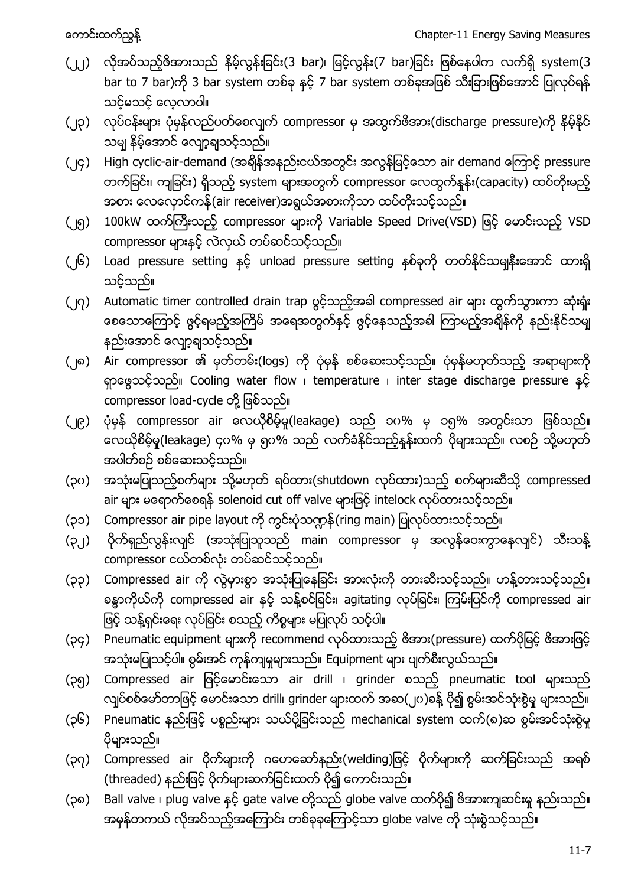(၂၂) လိုအပ်သည့်ဖိအားသည် နိမ့်လွန်းခြင်း(3 bar)၊ မြင့်လွန်း(7 bar)ခြင်း ဖြစ်နေပါက လက်ရှိ system(3 bar to 7 bar)ကို 3 bar system တစ်ခု နှင့် 7 bar system တစ်ခုအဖြစ် သီးခြားဖြစ်အောင် ပြုလုပ်ရန် သင့်မသင့် လေ့လာပါ။

(၂၃) လုပ်ငန်းများ ပုံမှန်လည်ပတ်စေလျက် compressor မှ အထွက်ဖိအား(discharge pressure)ကို နိမ့်နိုင်သမျှ နိမ့်အောင် လျော့ချသင့်သည်။

(၂၄) High cyclic-air-demand (အချိန်အနည်းငယ်အတွင်း အလွန်မြင့်သော air demand ကြောင့် pressure တက်ခြင်း၊ ကျခြင်း) ရှိသည့် system များအတွက် compressor လေထွက်နှုန်း(capacity) ထပ်တိုးမည့်အစား လေလှောင်ကန်(air receiver)အရွယ်အစားကိုသာ ထပ်တိုးသင့်သည်။

(၂၅) 100kW ထက်ကြီးသည့် compressor များကို Variable Speed Drive(VSD) ဖြင့် မောင်းသည့် VSD compressor များနှင့် လဲလှယ် တပ်ဆင်သင့်သည်။

(၂၆) Load pressure setting နှင့် unload pressure setting နှစ်ခုကို တတ်နိုင်သမျှနီးအောင် ထားရှိသင့်သည်။

(၂၇) Automatic timer controlled drain trap ပွင့်သည့်အခါ compressed air များ ထွက်သွားကာ ဆုံးရှုံးစေသောကြောင့် ဖွင့်ရမည့်အကြိမ် အရေအတွက်နှင့် ဖွင့်နေသည့်အခါ ကြာမည့်အချိန်ကို နည်းနိုင်သမျှ နည်းအောင် လျော့ချသင့်သည်။

(၂၈) Air compressor ၏ မှတ်တမ်း(logs) ကို ပုံမှန် စစ်ဆေးသင့်သည်။ ပုံမှန်မဟုတ်သည့် အရာများကို ရှာဖွေသင့်သည်။ Cooling water flow ၊ temperature ၊ inter stage discharge pressure နှင့် compressor load-cycle တို့ ဖြစ်သည်။

(၂၉) ပုံမှန် compressor air လေယိုစိမ့်မှု(leakage) သည် ၁၀% မှ ၁၅% အတွင်းသာ ဖြစ်သည်။ လေယိုစိမ့်မှု(leakage) ၄၀% မှ ၅၀% သည် လက်ခံနိုင်သည့်နှုန်းထက် ပိုများသည်။ လစဉ် သို့မဟုတ် အပါတ်စဉ် စစ်ဆေးသင့်သည်။

(၃၀) အသုံးမပြုသည့်စက်များ သို့မဟုတ် ရပ်ထား(shutdown လုပ်ထား)သည့် စက်များဆီသို့ compressed air များ မရောက်စေရန် solenoid cut off valve များဖြင့် intelock လုပ်ထားသင့်သည်။

(၃၁) Compressor air pipe layout ကို ကွင်းပုံသဏ္ဍာန်(ring main) ပြုလုပ်ထားသင့်သည်။

(၃၂) ပိုက်ရှည်လွန်းလျှင် (အသုံးပြုသူသည် main compressor မှ အလွန်ဝေးကွာနေလျှင်) သီးသန့် compressor ငယ်တစ်လုံး တပ်ဆင်သင့်သည်။

(၃၃) Compressed air ကို လွဲမှားစွာ အသုံးပြုနေခြင်း အားလုံးကို တားဆီးသင့်သည်။ ဟန့်တားသင့်သည်။ ခန္ဓာကိုယ်ကို compressed air နှင့် သန့်စင်ခြင်း၊ agitating လုပ်ခြင်း၊ ကြမ်းပြင်ကို compressed air ဖြင့် သန့်ရှင်းရေး လုပ်ခြင်း စသည့် ကိစ္စများ မပြုလုပ် သင့်ပါ။

(၃၄) Pneumatic equipment များကို recommend လုပ်ထားသည့် ဖိအား(pressure) ထက်ပိုမြင့် ဖိအားဖြင့် အသုံးမပြုသင့်ပါ။ စွမ်းအင် ကုန်ကျမှုများသည်။ Equipment များ ပျက်စီးလွယ်သည်။

(၃၅) Compressed air ဖြင့်မောင်းသော air drill ၊ grinder စသည့် pneumatic tool များသည် လျှပ်စစ်မော်တာဖြင့် မောင်းသော drill၊ grinder များထက် အဆ(၂၀)ခန့် ပို၍ စွမ်းအင်သုံးစွဲမှု များသည်။

(၃၆) Pneumatic နည်းဖြင့် ပစ္စည်းများ သယ်ပို့ခြင်းသည် mechanical system ထက်(၈)ဆ စွမ်းအင်သုံးစွဲမှု ပိုများသည်။

(၃၇) Compressed air ပိုက်များကို ဂဟေဆော်နည်း(welding)ဖြင့် ပိုက်များကို ဆက်ခြင်းသည် အရစ်(threaded) နည်းဖြင့် ပိုက်များဆက်ခြင်းထက် ပို၍ ကောင်းသည်။

(၃၈) Ball valve ၊ plug valve နှင့် gate valve တို့သည် globe valve ထက်ပို၍ ဖိအားကျဆင်းမှု နည်းသည်။ အမှန်တကယ် လိုအပ်သည့်အကြောင်း တစ်ခုခုကြောင့်သာ globe valve ကို သုံးစွဲသင့်သည်။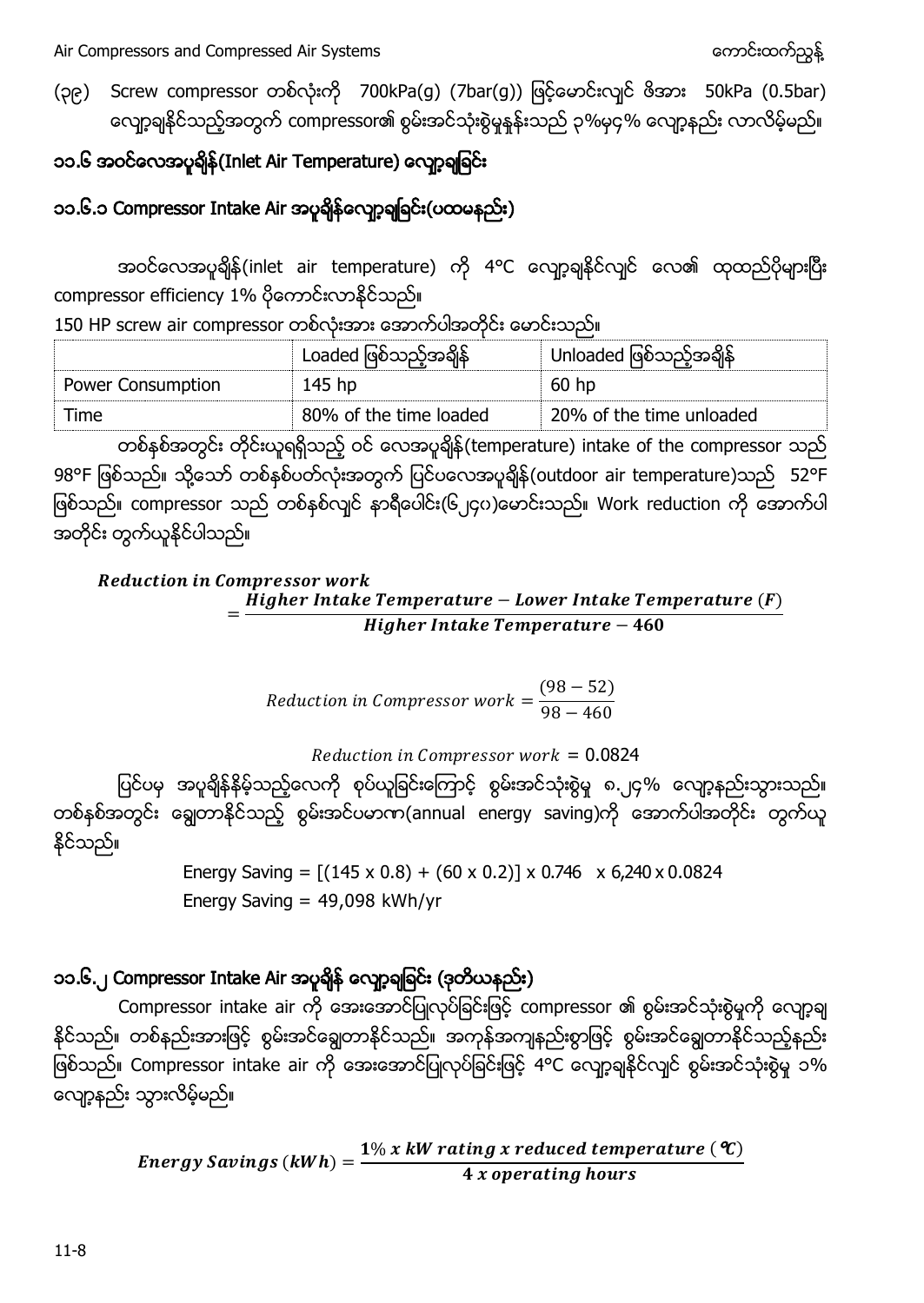(၃၉) Screw compressor တစ်လုံးကို 700kPa(g) (7bar(g)) ဖြင့်မောင်းလျှင် ဖိအား 50kPa (0.5bar) လျော့ချနိုင်သည့်အတွက် compressor၏ စွမ်းအင်သုံးစွဲမှုနှုန်းသည် ၃%မှ၄% လျော့နည်း လာလိမ့်မည်။

## ၁၁.၆ အဝင်လေအပူချိန်(Inlet Air Temperature) လျော့ချခြင်း

### ၁၁.၆.၁ Compressor Intake Air အပူချိန်လျော့ချခြင်း(ပထမနည်း)

အဝင်လေအပူချိန်(inlet air temperature) ကို 4°C လျော့ချနိုင်လျှင် လေ၏ ထုထည်ပိုများပြီး compressor efficiency 1% ပိုကောင်းလာနိုင်သည်။

150 HP screw air compressor တစ်လုံးအား အောက်ပါအတိုင်း မောင်းသည်။

| | Loaded ဖြစ်သည့်အချိန် | Unloaded ဖြစ်သည့်အချိန် |
|---|---|---|
| Power Consumption | 145 hp | 60 hp |
| Time | 80% of the time loaded | 20% of the time unloaded |

တစ်နှစ်အတွင်း တိုင်းယူရရှိသည့် ဝင် လေအပူချိန်(temperature) intake of the compressor သည် 98°F ဖြစ်သည်။ သို့သော် တစ်နှစ်ပတ်လုံးအတွက် ပြင်ပလေအပူချိန်(outdoor air temperature)သည် 52°F ဖြစ်သည်။ compressor သည် တစ်နှစ်လျှင် နာရီပေါင်း(၆၂၄၀)မောင်းသည်။ Work reduction ကို အောက်ပါအတိုင်း တွက်ယူနိုင်ပါသည်။

$$\textit{Reduction in Compressor work} = \frac{\textit{Higher Intake Temperature} - \textit{Lower Intake Temperature}\ (F)}{\textit{Higher Intake Temperature} - 460}$$

$$\textit{Reduction in Compressor work} = \frac{(98 - 52)}{98 - 460}$$

$$\textit{Reduction in Compressor work} = 0.0824$$

ပြင်ပမှ အပူချိန်နိမ့်သည့်လေကို စုပ်ယူခြင်းကြောင့် စွမ်းအင်သုံးစွဲမှု ၈.၂၄% လျော့နည်းသွားသည်။ တစ်နှစ်အတွင်း ချွေတာနိုင်သည့် စွမ်းအင်ပမာဏ(annual energy saving)ကို အောက်ပါအတိုင်း တွက်ယူနိုင်သည်။

Energy Saving = [(145 x 0.8) + (60 x 0.2)] x 0.746 x 6,240 x 0.0824

Energy Saving = 49,098 kWh/yr

### ၁၁.၆.၂ Compressor Intake Air အပူချိန် လျော့ချခြင်း (ဒုတိယနည်း)

Compressor intake air ကို အေးအောင်ပြုလုပ်ခြင်းဖြင့် compressor ၏ စွမ်းအင်သုံးစွဲမှုကို လျော့ချနိုင်သည်။ တစ်နည်းအားဖြင့် စွမ်းအင်ချွေတာနိုင်သည်။ အကုန်အကျနည်းစွာဖြင့် စွမ်းအင်ချွေတာနိုင်သည့်နည်းဖြစ်သည်။ Compressor intake air ကို အေးအောင်ပြုလုပ်ခြင်းဖြင့် 4°C လျော့ချနိုင်လျှင် စွမ်းအင်သုံးစွဲမှု ၁% လျော့နည်း သွားလိမ့်မည်။

$$\textit{Energy Savings}\ (kWh) = \frac{1\%\ x\ kW\ rating\ x\ reduced\ temperature\ (^{\circ}C)}{4\ x\ operating\ hours}$$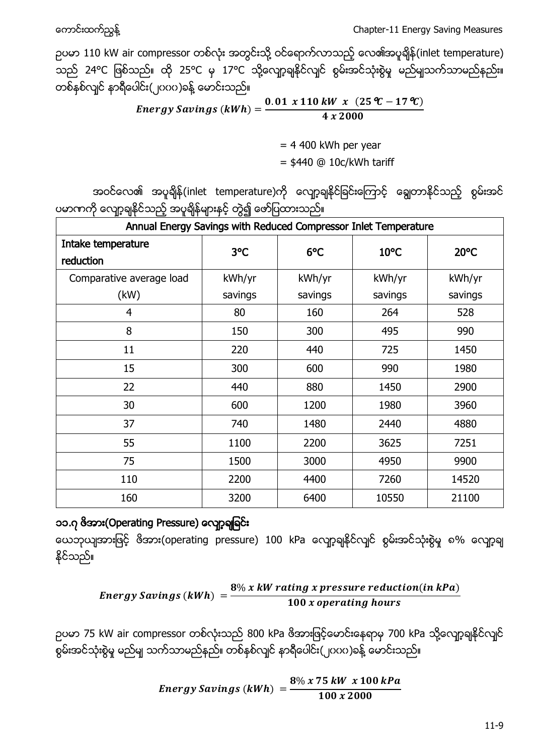ဥပမာ 110 kW air compressor တစ်လုံး အတွင်းသို့ ဝင်ရောက်လာသည့် လေ၏အပူချိန်(inlet temperature) သည် 24°C ဖြစ်သည်။ ထို 25°C မှ 17°C သို့လျော့ချနိုင်လျှင် စွမ်းအင်သုံးစွဲမှု မည်မျှသက်သာမည်နည်း။ တစ်နှစ်လျှင် နာရီပေါင်း(၂၀၀၀)ခန့် မောင်းသည်။

$$Energy\ Savings\ (kWh) = \frac{\mathbf{0.01\ x\ 110\ kW\ \ x\ \ (25\ ℃ - 17\ ℃)}}{\mathbf{4\ x\ 2000}}$$

= 4 400 kWh per year

= $440 @ 10c/kWh tariff

အဝင်လေ၏ အပူချိန်(inlet temperature)ကို လျော့ချနိုင်ခြင်းကြောင့် ချွေတာနိုင်သည့် စွမ်းအင်ပမာဏကို လျော့ချနိုင်သည့် အပူချိန်များနှင့် တွဲ၍ ဖော်ပြထားသည်။

| Annual Energy Savings with Reduced Compressor Inlet Temperature | | | | |
|---|---|---|---|---|
| Intake temperature reduction | 3°C | 6°C | 10°C | 20°C |
| Comparative average load (kW) | kWh/yr savings | kWh/yr savings | kWh/yr savings | kWh/yr savings |
| 4 | 80 | 160 | 264 | 528 |
| 8 | 150 | 300 | 495 | 990 |
| 11 | 220 | 440 | 725 | 1450 |
| 15 | 300 | 600 | 990 | 1980 |
| 22 | 440 | 880 | 1450 | 2900 |
| 30 | 600 | 1200 | 1980 | 3960 |
| 37 | 740 | 1480 | 2440 | 4880 |
| 55 | 1100 | 2200 | 3625 | 7251 |
| 75 | 1500 | 3000 | 4950 | 9900 |
| 110 | 2200 | 4400 | 7260 | 14520 |
| 160 | 3200 | 6400 | 10550 | 21100 |

### ၁၁.၇ ဖိအား(Operating Pressure) လျော့ချခြင်း

ယေဘုယျအားဖြင့် ဖိအား(operating pressure) 100 kPa လျော့ချနိုင်လျှင် စွမ်းအင်သုံးစွဲမှု ၈% လျော့ချနိုင်သည်။

$$Energy\ Savings\ (kWh)\ = \frac{\mathbf{8\%\ x\ kW\ rating\ x\ pressure\ reduction(in\ kPa)}}{\mathbf{100\ x\ operating\ hours}}$$

ဥပမာ 75 kW air compressor တစ်လုံးသည် 800 kPa ဖိအားဖြင့်မောင်းနေရာမှ 700 kPa သို့လျော့ချနိုင်လျှင် စွမ်းအင်သုံးစွဲမှု မည်မျှ သက်သာမည်နည်း။ တစ်နှစ်လျှင် နာရီပေါင်း(၂၀၀၀)ခန့် မောင်းသည်။

$$Energy\ Savings\ (kWh)\ = \frac{\mathbf{8\%\ x\ 75\ kW\ \ x\ 100\ kPa}}{\mathbf{100\ x\ 2000}}$$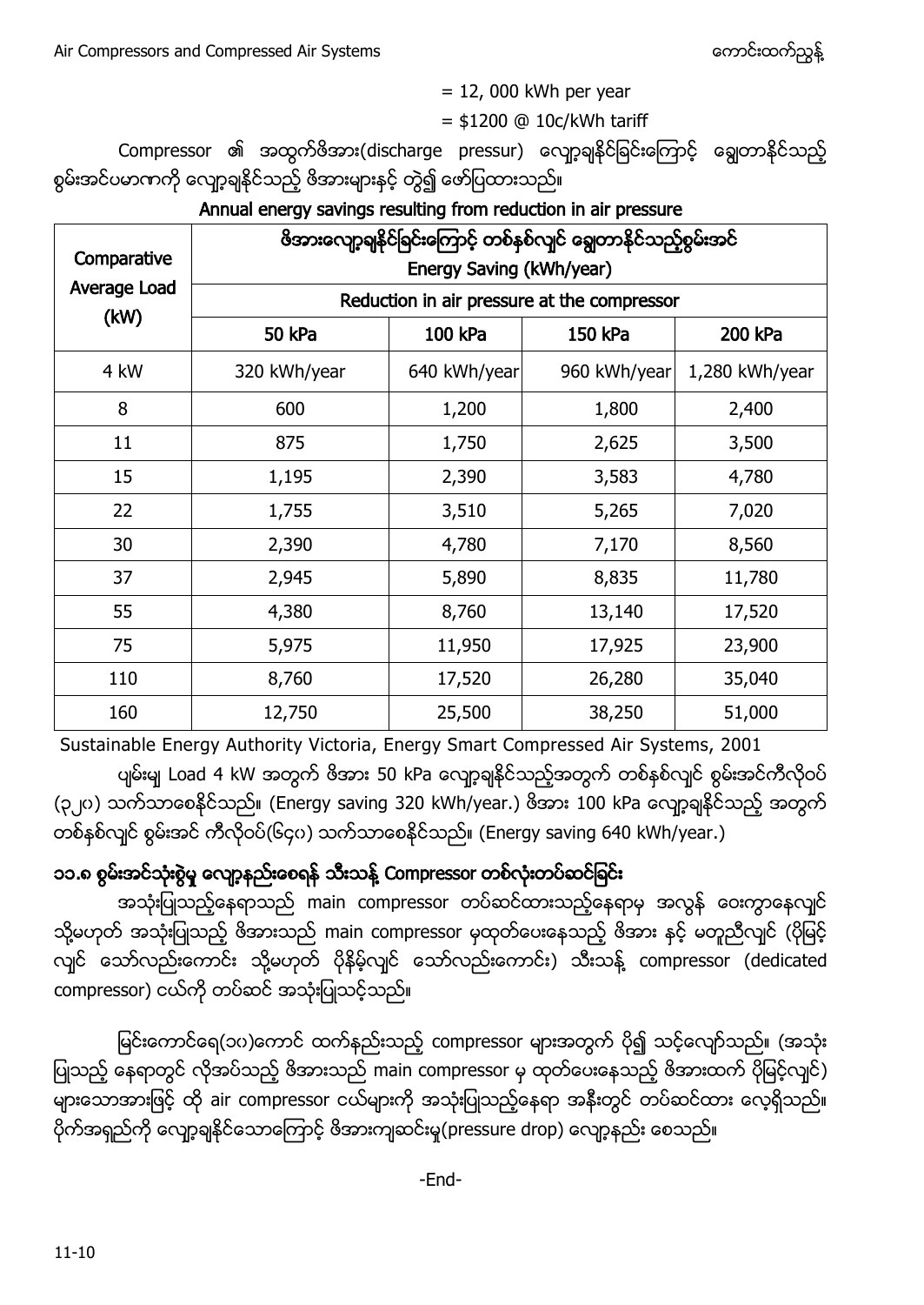= 12, 000 kWh per year

= $1200 @ 10c/kWh tariff

Compressor ၏ အထွက်ဖိအား(discharge pressur) လျော့ချနိုင်ခြင်းကြောင့် ချွေတာနိုင်သည့် စွမ်းအင်ပမာဏကို လျော့ချနိုင်သည့် ဖိအားများနှင့် တွဲ၍ ဖော်ပြထားသည်။

**Annual energy savings resulting from reduction in air pressure**

| Comparative Average Load (kW) | ဖိအားလျော့ချနိုင်ခြင်းကြောင့် တစ်နှစ်လျှင် ချွေတာနိုင်သည့်စွမ်းအင် Energy Saving (kWh/year) | | | |
|---|---|---|---|---|
| | Reduction in air pressure at the compressor | | | |
| | **50 kPa** | **100 kPa** | **150 kPa** | **200 kPa** |
| 4 kW | 320 kWh/year | 640 kWh/year | 960 kWh/year | 1,280 kWh/year |
| 8 | 600 | 1,200 | 1,800 | 2,400 |
| 11 | 875 | 1,750 | 2,625 | 3,500 |
| 15 | 1,195 | 2,390 | 3,583 | 4,780 |
| 22 | 1,755 | 3,510 | 5,265 | 7,020 |
| 30 | 2,390 | 4,780 | 7,170 | 8,560 |
| 37 | 2,945 | 5,890 | 8,835 | 11,780 |
| 55 | 4,380 | 8,760 | 13,140 | 17,520 |
| 75 | 5,975 | 11,950 | 17,925 | 23,900 |
| 110 | 8,760 | 17,520 | 26,280 | 35,040 |
| 160 | 12,750 | 25,500 | 38,250 | 51,000 |

Sustainable Energy Authority Victoria, Energy Smart Compressed Air Systems, 2001

ပျမ်းမျှ Load 4 kW အတွက် ဖိအား 50 kPa လျော့ချနိုင်သည့်အတွက် တစ်နှစ်လျှင် စွမ်းအင်ကီလိုဝပ် (၃၂၀) သက်သာစေနိုင်သည်။ (Energy saving 320 kWh/year.) ဖိအား 100 kPa လျော့ချနိုင်သည့် အတွက် တစ်နှစ်လျှင် စွမ်းအင် ကီလိုဝပ်(၆၄၀) သက်သာစေနိုင်သည်။ (Energy saving 640 kWh/year.)

## ၁၁.၈ စွမ်းအင်သုံးစွဲမှု လျော့နည်းစေရန် သီးသန့် Compressor တစ်လုံးတပ်ဆင်ခြင်း

အသုံးပြုသည့်နေရာသည် main compressor တပ်ဆင်ထားသည့်နေရာမှ အလွန် ဝေးကွာနေလျှင် သို့မဟုတ် အသုံးပြုသည့် ဖိအားသည် main compressor မှထုတ်ပေးနေသည့် ဖိအား နှင့် မတူညီလျှင် (ပိုမြင့်လျှင် သော်လည်းကောင်း သို့မဟုတ် ပိုနိမ့်လျှင် သော်လည်းကောင်း) သီးသန့် compressor (dedicated compressor) ငယ်ကို တပ်ဆင် အသုံးပြုသင့်သည်။

မြင်းကောင်ရေ(၁၀)ကောင် ထက်နည်းသည့် compressor များအတွက် ပို၍ သင့်လျော်သည်။ (အသုံးပြုသည့် နေရာတွင် လိုအပ်သည့် ဖိအားသည် main compressor မှ ထုတ်ပေးနေသည့် ဖိအားထက် ပိုမြင့်လျှင်) များသောအားဖြင့် ထို air compressor ငယ်များကို အသုံးပြုသည့်နေရာ အနီးတွင် တပ်ဆင်ထား လေ့ရှိသည်။ ပိုက်အရှည်ကို လျော့ချနိုင်သောကြောင့် ဖိအားကျဆင်းမှု(pressure drop) လျော့နည်း စေသည်။

-End-